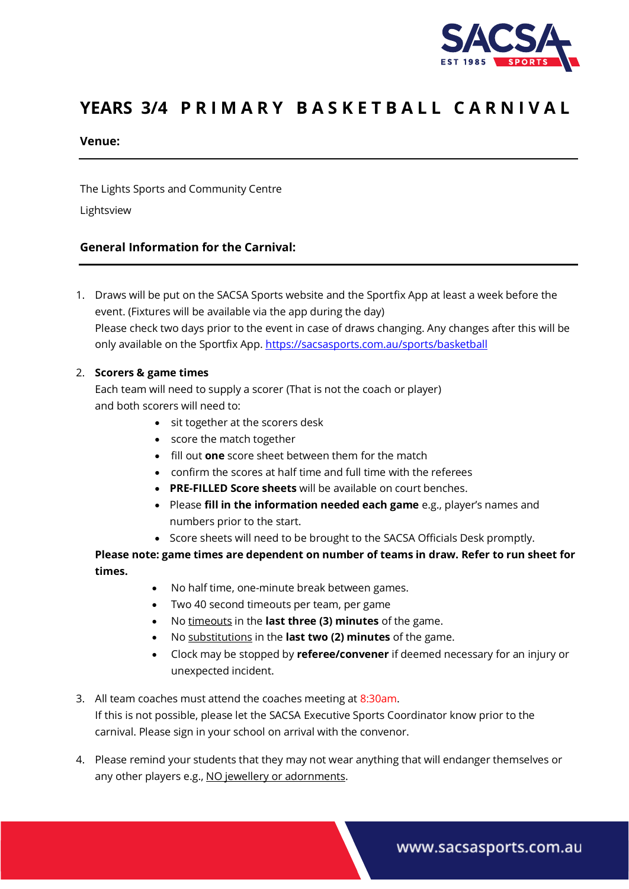# YEARS 3/4 PRIMARY BASKETBALL CARNIVAL

## Venue:

The Lights Sports and Community Centre

Lightsview

## General Information for the Carnival:

1. Draws will be put on the SACSA Sports website and the Sportfix App at least a week before the event. (Fixtures will be available via the app during the day)
   Please check two days prior to the event in case of draws changing. Any changes after this will be only available on the Sportfix App. https://sacsasports.com.au/sports/basketball

2. **Scorers & game times**
   Each team will need to supply a scorer (That is not the coach or player)
   and both scorers will need to:
   - sit together at the scorers desk
   - score the match together
   - fill out **one** score sheet between them for the match
   - confirm the scores at half time and full time with the referees
   - **PRE-FILLED Score sheets** will be available on court benches.
   - Please **fill in the information needed each game** e.g., player's names and numbers prior to the start.
   - Score sheets will need to be brought to the SACSA Officials Desk promptly.

   **Please note: game times are dependent on number of teams in draw. Refer to run sheet for times.**
   - No half time, one-minute break between games.
   - Two 40 second timeouts per team, per game
   - No timeouts in the **last three (3) minutes** of the game.
   - No substitutions in the **last two (2) minutes** of the game.
   - Clock may be stopped by **referee/convener** if deemed necessary for an injury or unexpected incident.

3. All team coaches must attend the coaches meeting at 8:30am.
   If this is not possible, please let the SACSA Executive Sports Coordinator know prior to the carnival. Please sign in your school on arrival with the convenor.

4. Please remind your students that they may not wear anything that will endanger themselves or any other players e.g., NO jewellery or adornments.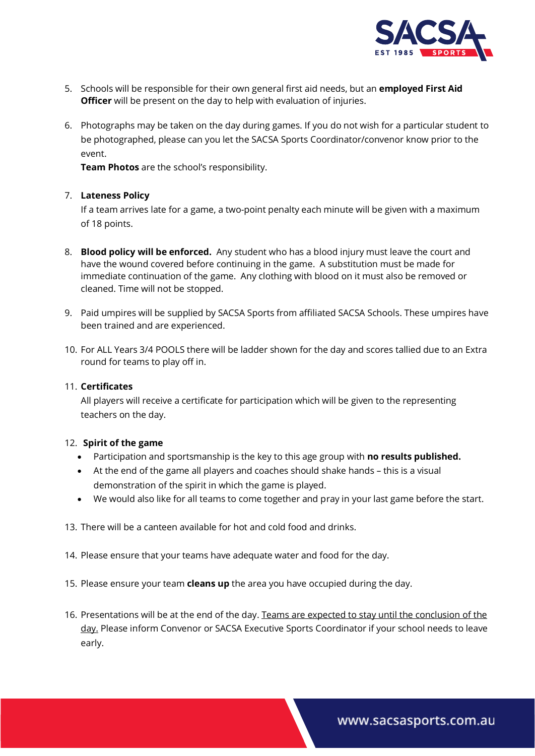5. Schools will be responsible for their own general first aid needs, but an **employed First Aid Officer** will be present on the day to help with evaluation of injuries.

6. Photographs may be taken on the day during games. If you do not wish for a particular student to be photographed, please can you let the SACSA Sports Coordinator/convenor know prior to the event.
   **Team Photos** are the school's responsibility.

7. **Lateness Policy**
   If a team arrives late for a game, a two-point penalty each minute will be given with a maximum of 18 points.

8. **Blood policy will be enforced.** Any student who has a blood injury must leave the court and have the wound covered before continuing in the game. A substitution must be made for immediate continuation of the game. Any clothing with blood on it must also be removed or cleaned. Time will not be stopped.

9. Paid umpires will be supplied by SACSA Sports from affiliated SACSA Schools. These umpires have been trained and are experienced.

10. For ALL Years 3/4 POOLS there will be ladder shown for the day and scores tallied due to an Extra round for teams to play off in.

11. **Certificates**
    All players will receive a certificate for participation which will be given to the representing teachers on the day.

12. **Spirit of the game**
    - Participation and sportsmanship is the key to this age group with **no results published.**
    - At the end of the game all players and coaches should shake hands – this is a visual demonstration of the spirit in which the game is played.
    - We would also like for all teams to come together and pray in your last game before the start.

13. There will be a canteen available for hot and cold food and drinks.

14. Please ensure that your teams have adequate water and food for the day.

15. Please ensure your team **cleans up** the area you have occupied during the day.

16. Presentations will be at the end of the day. Teams are expected to stay until the conclusion of the day. Please inform Convenor or SACSA Executive Sports Coordinator if your school needs to leave early.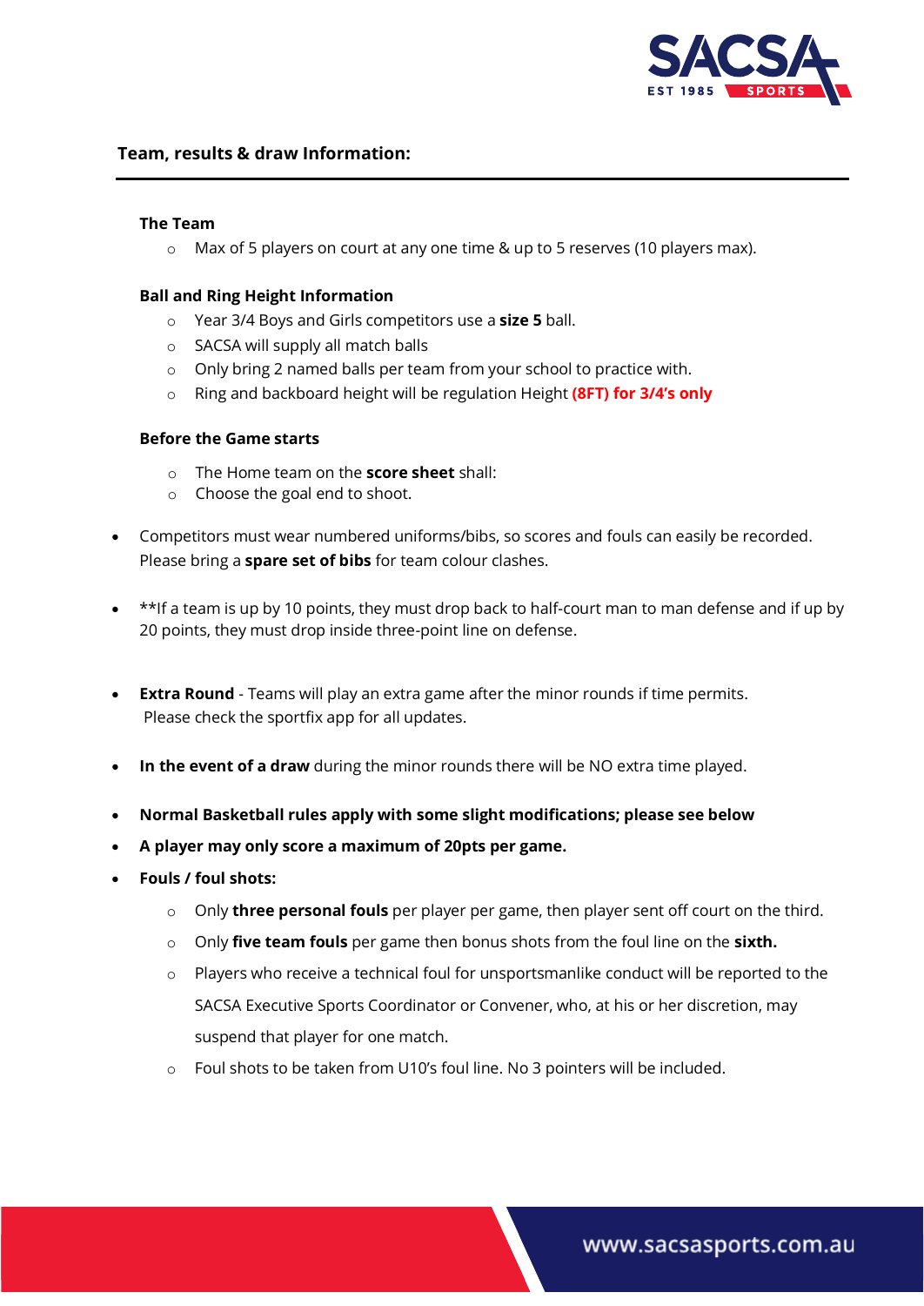## Team, results & draw Information:

**The Team**

- Max of 5 players on court at any one time & up to 5 reserves (10 players max).

**Ball and Ring Height Information**

- Year 3/4 Boys and Girls competitors use a **size 5** ball.
- SACSA will supply all match balls
- Only bring 2 named balls per team from your school to practice with.
- Ring and backboard height will be regulation Height **(8FT) for 3/4's only**

**Before the Game starts**

- The Home team on the **score sheet** shall:
- Choose the goal end to shoot.

- Competitors must wear numbered uniforms/bibs, so scores and fouls can easily be recorded. Please bring a **spare set of bibs** for team colour clashes.

- **If a team is up by 10 points, they must drop back to half-court man to man defense and if up by 20 points, they must drop inside three-point line on defense.

- **Extra Round** - Teams will play an extra game after the minor rounds if time permits. Please check the sportfix app for all updates.

- **In the event of a draw** during the minor rounds there will be NO extra time played.

- **Normal Basketball rules apply with some slight modifications; please see below**
- **A player may only score a maximum of 20pts per game.**
- **Fouls / foul shots:**
  - Only **three personal fouls** per player per game, then player sent off court on the third.
  - Only **five team fouls** per game then bonus shots from the foul line on the **sixth.**
  - Players who receive a technical foul for unsportsmanlike conduct will be reported to the SACSA Executive Sports Coordinator or Convener, who, at his or her discretion, may suspend that player for one match.
  - Foul shots to be taken from U10's foul line. No 3 pointers will be included.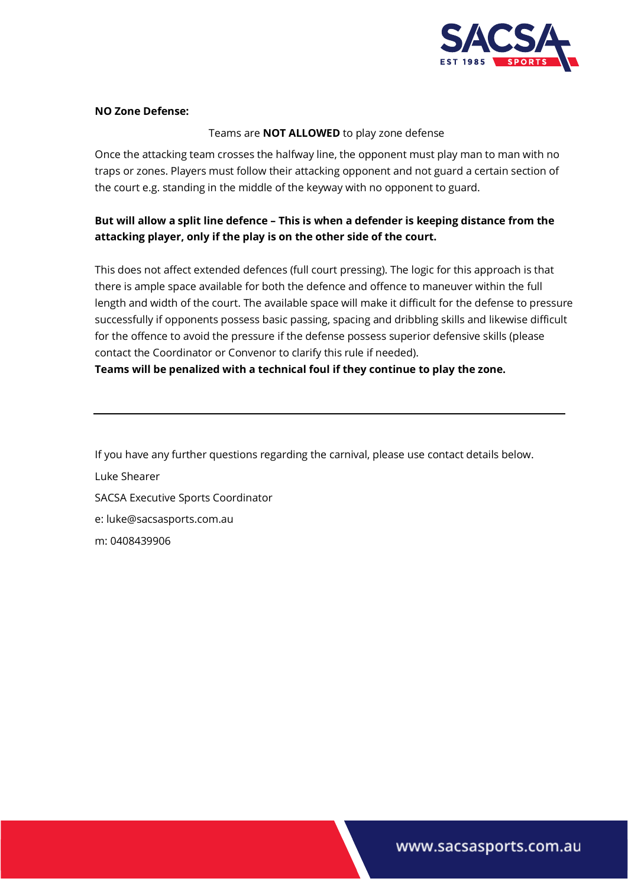**NO Zone Defense:**

Teams are **NOT ALLOWED** to play zone defense

Once the attacking team crosses the halfway line, the opponent must play man to man with no traps or zones. Players must follow their attacking opponent and not guard a certain section of the court e.g. standing in the middle of the keyway with no opponent to guard.

**But will allow a split line defence – This is when a defender is keeping distance from the attacking player, only if the play is on the other side of the court.**

This does not affect extended defences (full court pressing). The logic for this approach is that there is ample space available for both the defence and offence to maneuver within the full length and width of the court. The available space will make it difficult for the defense to pressure successfully if opponents possess basic passing, spacing and dribbling skills and likewise difficult for the offence to avoid the pressure if the defense possess superior defensive skills (please contact the Coordinator or Convenor to clarify this rule if needed).
**Teams will be penalized with a technical foul if they continue to play the zone.**

---

If you have any further questions regarding the carnival, please use contact details below.

Luke Shearer

SACSA Executive Sports Coordinator

e: luke@sacsasports.com.au

m: 0408439906